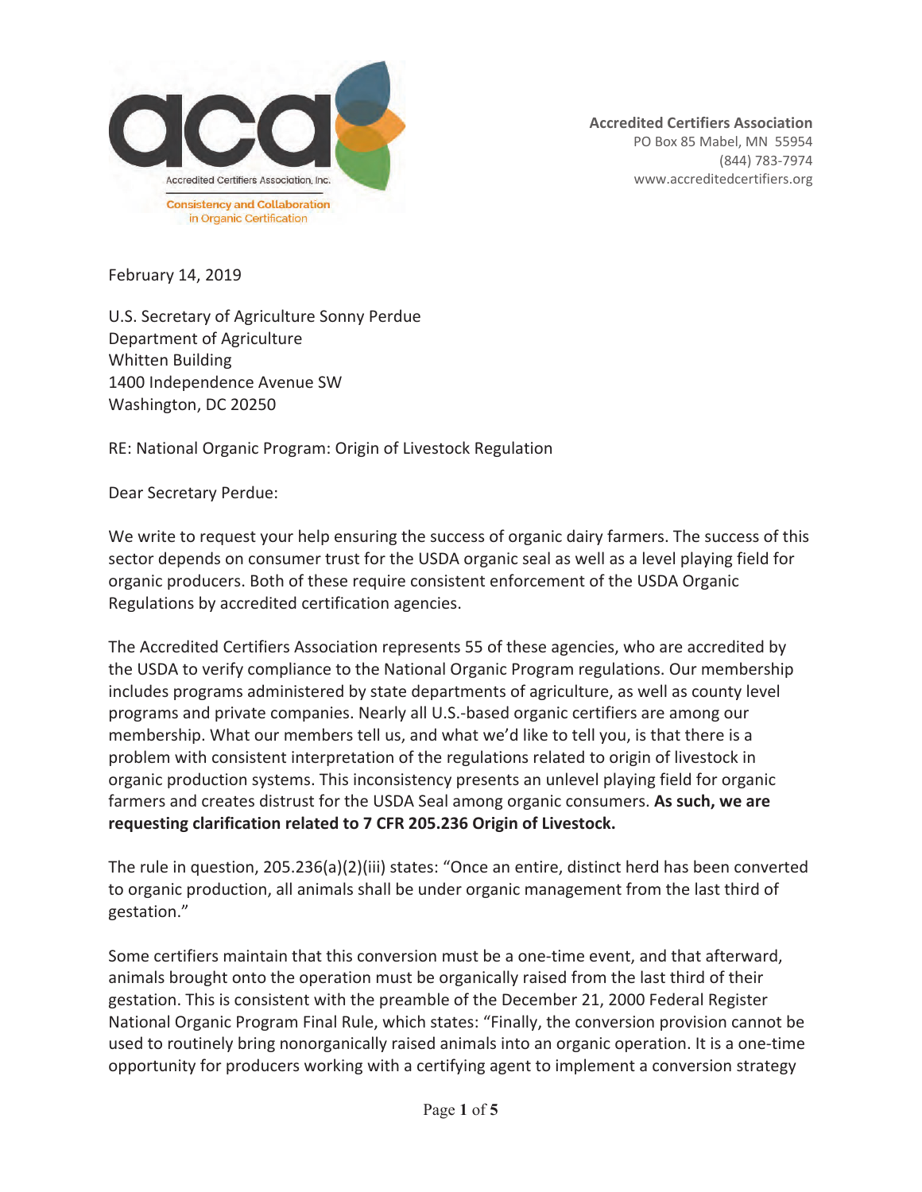Accredited Certifiers Association, Inc.

Consistency and Collaboration in Organic Certification

**Accredited Certifiers Association**
PO Box 85 Mabel, MN 55954
(844) 783-7974
www.accreditedcertifiers.org

February 14, 2019

U.S. Secretary of Agriculture Sonny Perdue
Department of Agriculture
Whitten Building
1400 Independence Avenue SW
Washington, DC 20250

RE: National Organic Program: Origin of Livestock Regulation

Dear Secretary Perdue:

We write to request your help ensuring the success of organic dairy farmers. The success of this sector depends on consumer trust for the USDA organic seal as well as a level playing field for organic producers. Both of these require consistent enforcement of the USDA Organic Regulations by accredited certification agencies.

The Accredited Certifiers Association represents 55 of these agencies, who are accredited by the USDA to verify compliance to the National Organic Program regulations. Our membership includes programs administered by state departments of agriculture, as well as county level programs and private companies. Nearly all U.S.-based organic certifiers are among our membership. What our members tell us, and what we'd like to tell you, is that there is a problem with consistent interpretation of the regulations related to origin of livestock in organic production systems. This inconsistency presents an unlevel playing field for organic farmers and creates distrust for the USDA Seal among organic consumers. **As such, we are requesting clarification related to 7 CFR 205.236 Origin of Livestock.**

The rule in question, 205.236(a)(2)(iii) states: "Once an entire, distinct herd has been converted to organic production, all animals shall be under organic management from the last third of gestation."

Some certifiers maintain that this conversion must be a one-time event, and that afterward, animals brought onto the operation must be organically raised from the last third of their gestation. This is consistent with the preamble of the December 21, 2000 Federal Register National Organic Program Final Rule, which states: "Finally, the conversion provision cannot be used to routinely bring nonorganically raised animals into an organic operation. It is a one-time opportunity for producers working with a certifying agent to implement a conversion strategy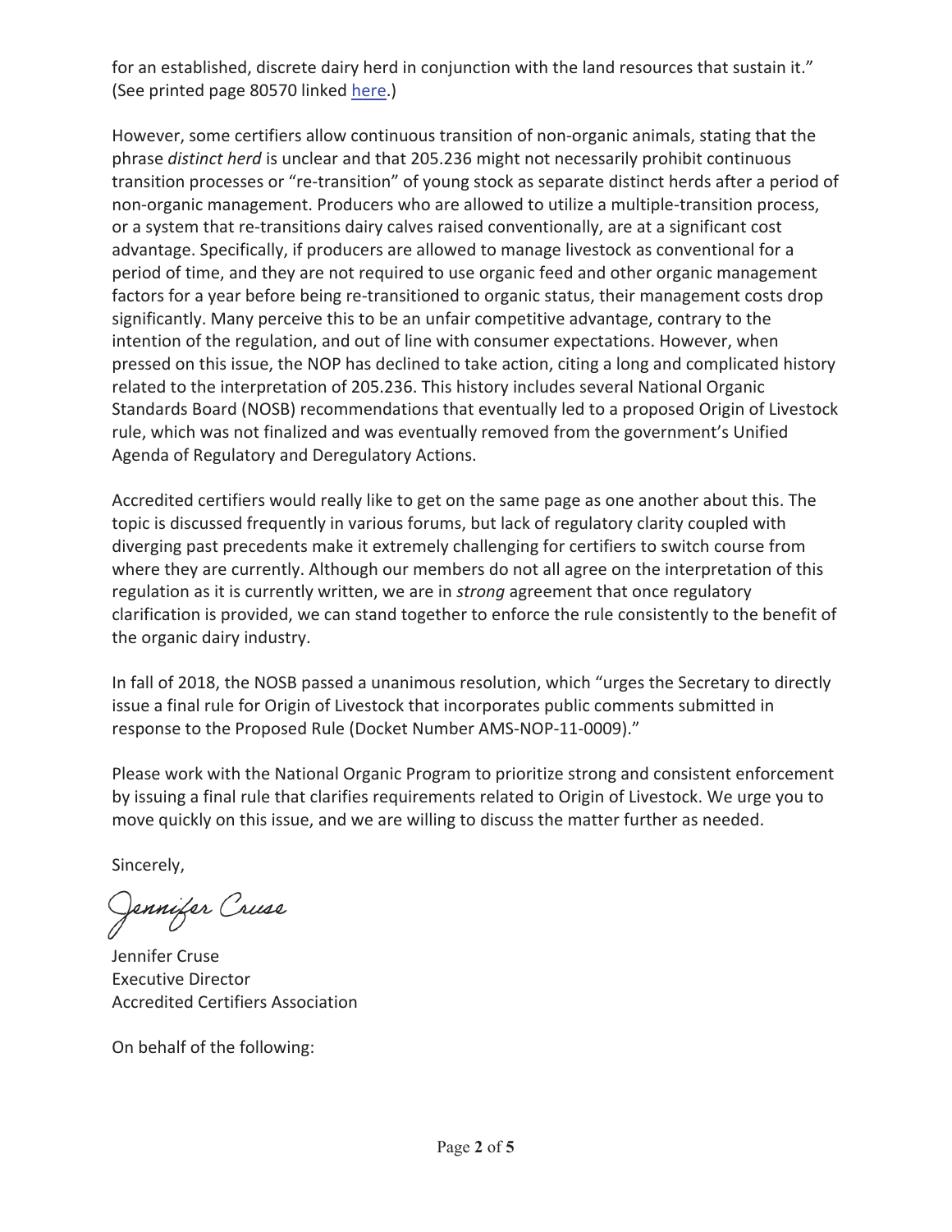for an established, discrete dairy herd in conjunction with the land resources that sustain it." (See printed page 80570 linked here.)

However, some certifiers allow continuous transition of non-organic animals, stating that the phrase *distinct herd* is unclear and that 205.236 might not necessarily prohibit continuous transition processes or "re-transition" of young stock as separate distinct herds after a period of non-organic management. Producers who are allowed to utilize a multiple-transition process, or a system that re-transitions dairy calves raised conventionally, are at a significant cost advantage. Specifically, if producers are allowed to manage livestock as conventional for a period of time, and they are not required to use organic feed and other organic management factors for a year before being re-transitioned to organic status, their management costs drop significantly. Many perceive this to be an unfair competitive advantage, contrary to the intention of the regulation, and out of line with consumer expectations. However, when pressed on this issue, the NOP has declined to take action, citing a long and complicated history related to the interpretation of 205.236. This history includes several National Organic Standards Board (NOSB) recommendations that eventually led to a proposed Origin of Livestock rule, which was not finalized and was eventually removed from the government's Unified Agenda of Regulatory and Deregulatory Actions.

Accredited certifiers would really like to get on the same page as one another about this. The topic is discussed frequently in various forums, but lack of regulatory clarity coupled with diverging past precedents make it extremely challenging for certifiers to switch course from where they are currently. Although our members do not all agree on the interpretation of this regulation as it is currently written, we are in *strong* agreement that once regulatory clarification is provided, we can stand together to enforce the rule consistently to the benefit of the organic dairy industry.

In fall of 2018, the NOSB passed a unanimous resolution, which "urges the Secretary to directly issue a final rule for Origin of Livestock that incorporates public comments submitted in response to the Proposed Rule (Docket Number AMS-NOP-11-0009)."

Please work with the National Organic Program to prioritize strong and consistent enforcement by issuing a final rule that clarifies requirements related to Origin of Livestock. We urge you to move quickly on this issue, and we are willing to discuss the matter further as needed.

Sincerely,

*Jennifer Cruse*

Jennifer Cruse
Executive Director
Accredited Certifiers Association

On behalf of the following: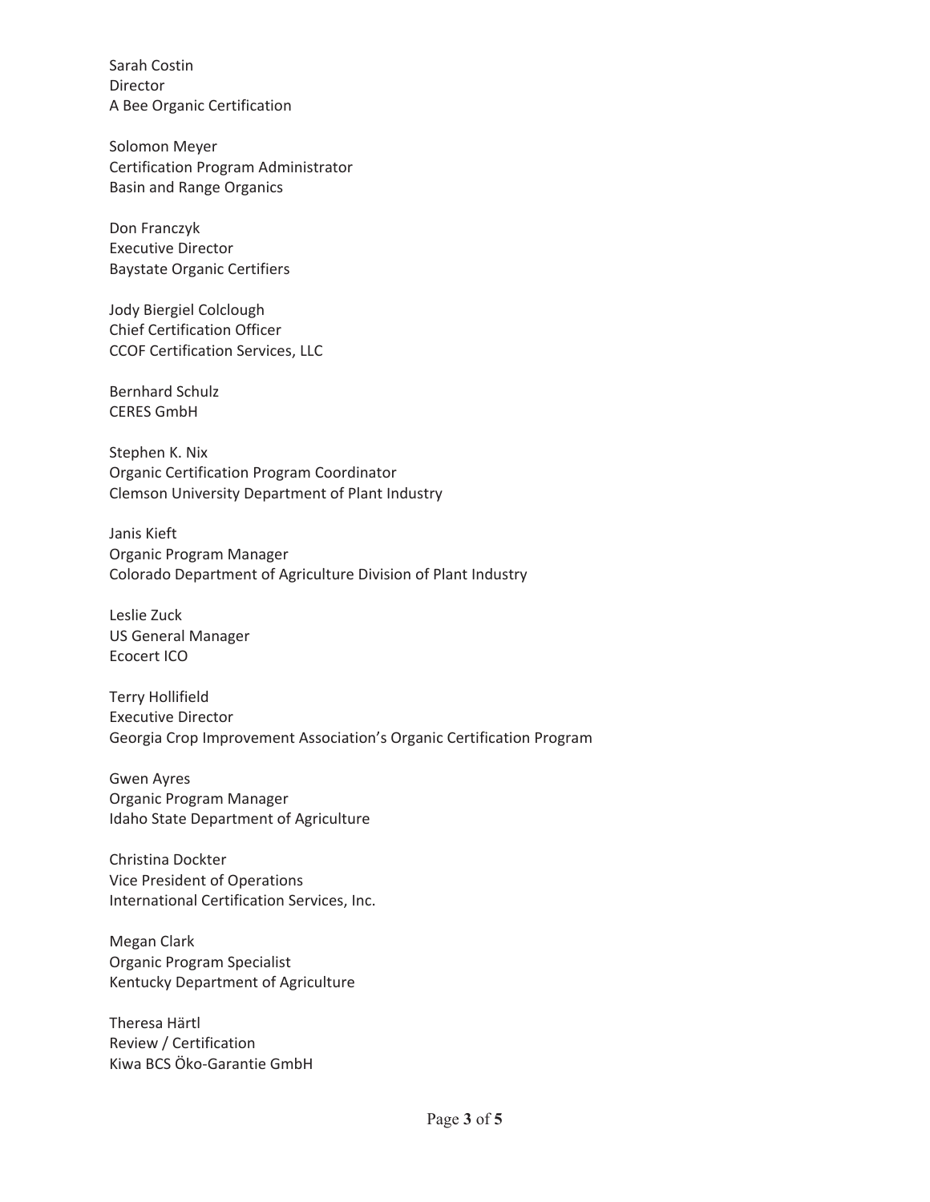Sarah Costin
Director
A Bee Organic Certification

Solomon Meyer
Certification Program Administrator
Basin and Range Organics

Don Franczyk
Executive Director
Baystate Organic Certifiers

Jody Biergiel Colclough
Chief Certification Officer
CCOF Certification Services, LLC

Bernhard Schulz
CERES GmbH

Stephen K. Nix
Organic Certification Program Coordinator
Clemson University Department of Plant Industry

Janis Kieft
Organic Program Manager
Colorado Department of Agriculture Division of Plant Industry

Leslie Zuck
US General Manager
Ecocert ICO

Terry Hollifield
Executive Director
Georgia Crop Improvement Association's Organic Certification Program

Gwen Ayres
Organic Program Manager
Idaho State Department of Agriculture

Christina Dockter
Vice President of Operations
International Certification Services, Inc.

Megan Clark
Organic Program Specialist
Kentucky Department of Agriculture

Theresa Härtl
Review / Certification
Kiwa BCS Öko-Garantie GmbH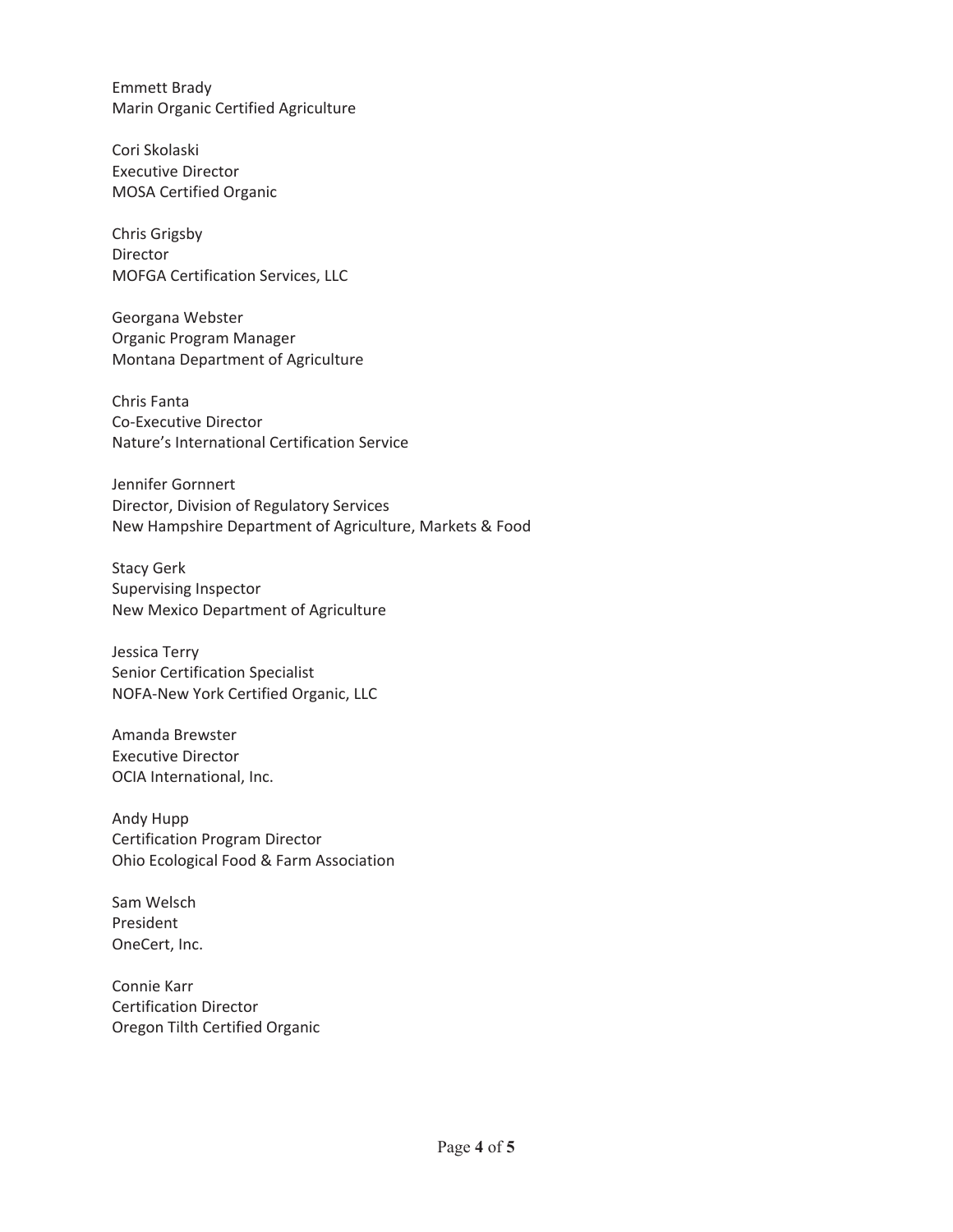Emmett Brady
Marin Organic Certified Agriculture

Cori Skolaski
Executive Director
MOSA Certified Organic

Chris Grigsby
Director
MOFGA Certification Services, LLC

Georgana Webster
Organic Program Manager
Montana Department of Agriculture

Chris Fanta
Co-Executive Director
Nature's International Certification Service

Jennifer Gornnert
Director, Division of Regulatory Services
New Hampshire Department of Agriculture, Markets & Food

Stacy Gerk
Supervising Inspector
New Mexico Department of Agriculture

Jessica Terry
Senior Certification Specialist
NOFA-New York Certified Organic, LLC

Amanda Brewster
Executive Director
OCIA International, Inc.

Andy Hupp
Certification Program Director
Ohio Ecological Food & Farm Association

Sam Welsch
President
OneCert, Inc.

Connie Karr
Certification Director
Oregon Tilth Certified Organic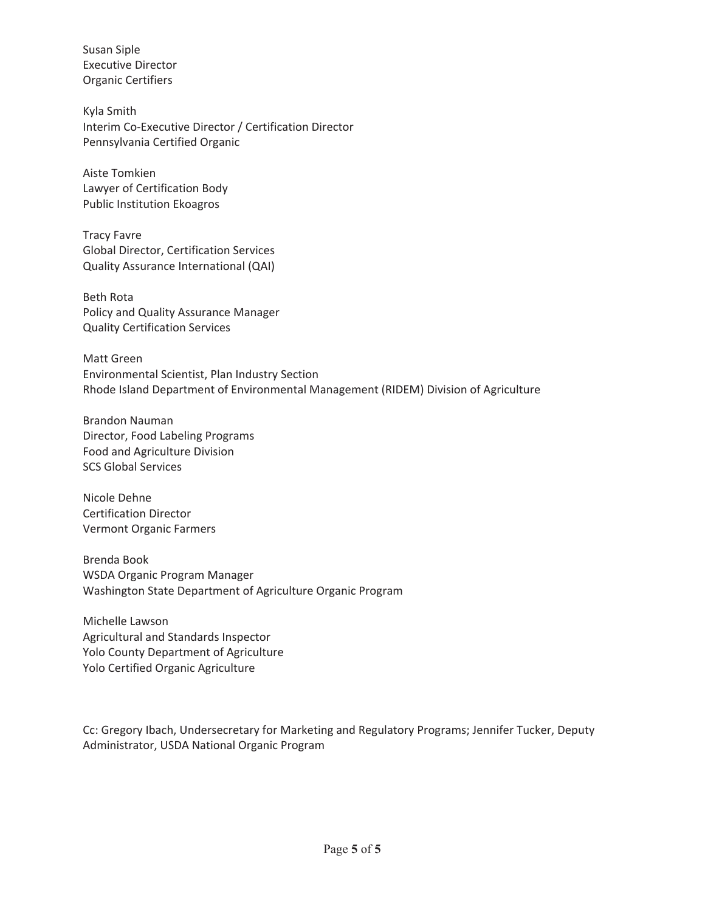Susan Siple
Executive Director
Organic Certifiers

Kyla Smith
Interim Co-Executive Director / Certification Director
Pennsylvania Certified Organic

Aiste Tomkien
Lawyer of Certification Body
Public Institution Ekoagros

Tracy Favre
Global Director, Certification Services
Quality Assurance International (QAI)

Beth Rota
Policy and Quality Assurance Manager
Quality Certification Services

Matt Green
Environmental Scientist, Plan Industry Section
Rhode Island Department of Environmental Management (RIDEM) Division of Agriculture

Brandon Nauman
Director, Food Labeling Programs
Food and Agriculture Division
SCS Global Services

Nicole Dehne
Certification Director
Vermont Organic Farmers

Brenda Book
WSDA Organic Program Manager
Washington State Department of Agriculture Organic Program

Michelle Lawson
Agricultural and Standards Inspector
Yolo County Department of Agriculture
Yolo Certified Organic Agriculture

Cc: Gregory Ibach, Undersecretary for Marketing and Regulatory Programs; Jennifer Tucker, Deputy Administrator, USDA National Organic Program